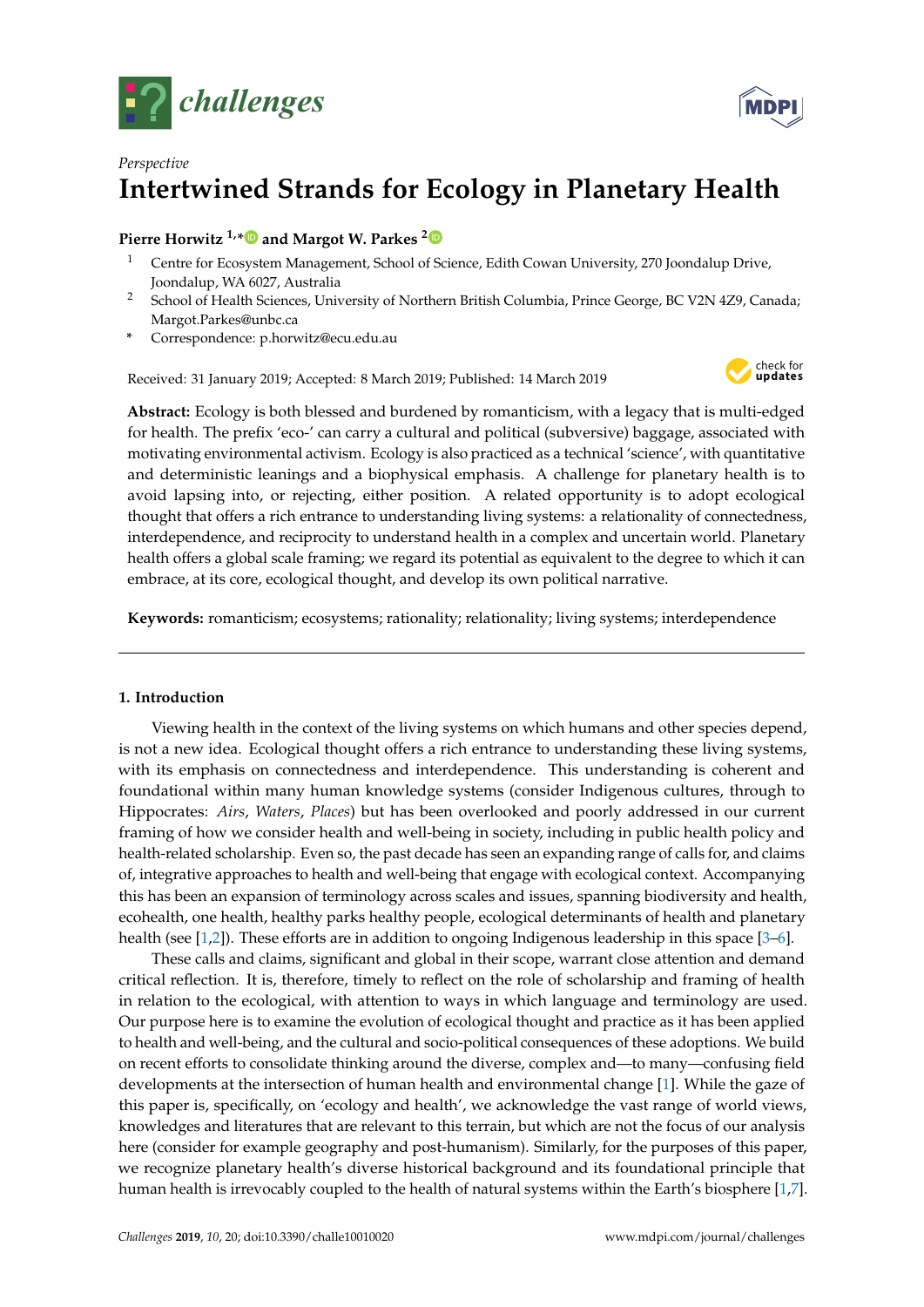*challenges*

*Perspective*

# Intertwined Strands for Ecology in Planetary Health

**Pierre Horwitz [1,*] and Margot W. Parkes [2]**

[1] Centre for Ecosystem Management, School of Science, Edith Cowan University, 270 Joondalup Drive, Joondalup, WA 6027, Australia

[2] School of Health Sciences, University of Northern British Columbia, Prince George, BC V2N 4Z9, Canada; Margot.Parkes@unbc.ca

* Correspondence: p.horwitz@ecu.edu.au

Received: 31 January 2019; Accepted: 8 March 2019; Published: 14 March 2019

**Abstract:** Ecology is both blessed and burdened by romanticism, with a legacy that is multi-edged for health. The prefix 'eco-' can carry a cultural and political (subversive) baggage, associated with motivating environmental activism. Ecology is also practiced as a technical 'science', with quantitative and deterministic leanings and a biophysical emphasis. A challenge for planetary health is to avoid lapsing into, or rejecting, either position. A related opportunity is to adopt ecological thought that offers a rich entrance to understanding living systems: a relationality of connectedness, interdependence, and reciprocity to understand health in a complex and uncertain world. Planetary health offers a global scale framing; we regard its potential as equivalent to the degree to which it can embrace, at its core, ecological thought, and develop its own political narrative.

**Keywords:** romanticism; ecosystems; rationality; relationality; living systems; interdependence

## 1. Introduction

Viewing health in the context of the living systems on which humans and other species depend, is not a new idea. Ecological thought offers a rich entrance to understanding these living systems, with its emphasis on connectedness and interdependence. This understanding is coherent and foundational within many human knowledge systems (consider Indigenous cultures, through to Hippocrates: *Airs*, *Waters*, *Places*) but has been overlooked and poorly addressed in our current framing of how we consider health and well-being in society, including in public health policy and health-related scholarship. Even so, the past decade has seen an expanding range of calls for, and claims of, integrative approaches to health and well-being that engage with ecological context. Accompanying this has been an expansion of terminology across scales and issues, spanning biodiversity and health, ecohealth, one health, healthy parks healthy people, ecological determinants of health and planetary health (see [1,2]). These efforts are in addition to ongoing Indigenous leadership in this space [3–6].

These calls and claims, significant and global in their scope, warrant close attention and demand critical reflection. It is, therefore, timely to reflect on the role of scholarship and framing of health in relation to the ecological, with attention to ways in which language and terminology are used. Our purpose here is to examine the evolution of ecological thought and practice as it has been applied to health and well-being, and the cultural and socio-political consequences of these adoptions. We build on recent efforts to consolidate thinking around the diverse, complex and—to many—confusing field developments at the intersection of human health and environmental change [1]. While the gaze of this paper is, specifically, on 'ecology and health', we acknowledge the vast range of world views, knowledges and literatures that are relevant to this terrain, but which are not the focus of our analysis here (consider for example geography and post-humanism). Similarly, for the purposes of this paper, we recognize planetary health's diverse historical background and its foundational principle that human health is irrevocably coupled to the health of natural systems within the Earth's biosphere [1,7].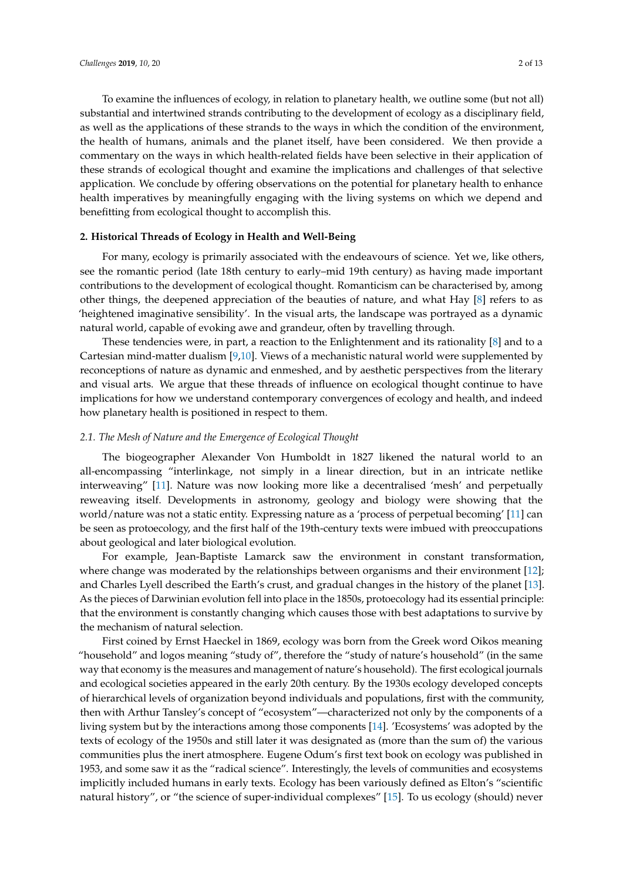To examine the influences of ecology, in relation to planetary health, we outline some (but not all) substantial and intertwined strands contributing to the development of ecology as a disciplinary field, as well as the applications of these strands to the ways in which the condition of the environment, the health of humans, animals and the planet itself, have been considered. We then provide a commentary on the ways in which health-related fields have been selective in their application of these strands of ecological thought and examine the implications and challenges of that selective application. We conclude by offering observations on the potential for planetary health to enhance health imperatives by meaningfully engaging with the living systems on which we depend and benefitting from ecological thought to accomplish this.

## 2. Historical Threads of Ecology in Health and Well-Being

For many, ecology is primarily associated with the endeavours of science. Yet we, like others, see the romantic period (late 18th century to early–mid 19th century) as having made important contributions to the development of ecological thought. Romanticism can be characterised by, among other things, the deepened appreciation of the beauties of nature, and what Hay [8] refers to as 'heightened imaginative sensibility'. In the visual arts, the landscape was portrayed as a dynamic natural world, capable of evoking awe and grandeur, often by travelling through.

These tendencies were, in part, a reaction to the Enlightenment and its rationality [8] and to a Cartesian mind-matter dualism [9,10]. Views of a mechanistic natural world were supplemented by reconceptions of nature as dynamic and enmeshed, and by aesthetic perspectives from the literary and visual arts. We argue that these threads of influence on ecological thought continue to have implications for how we understand contemporary convergences of ecology and health, and indeed how planetary health is positioned in respect to them.

### *2.1. The Mesh of Nature and the Emergence of Ecological Thought*

The biogeographer Alexander Von Humboldt in 1827 likened the natural world to an all-encompassing "interlinkage, not simply in a linear direction, but in an intricate netlike interweaving" [11]. Nature was now looking more like a decentralised 'mesh' and perpetually reweaving itself. Developments in astronomy, geology and biology were showing that the world/nature was not a static entity. Expressing nature as a 'process of perpetual becoming' [11] can be seen as protoecology, and the first half of the 19th-century texts were imbued with preoccupations about geological and later biological evolution.

For example, Jean-Baptiste Lamarck saw the environment in constant transformation, where change was moderated by the relationships between organisms and their environment [12]; and Charles Lyell described the Earth's crust, and gradual changes in the history of the planet [13]. As the pieces of Darwinian evolution fell into place in the 1850s, protoecology had its essential principle: that the environment is constantly changing which causes those with best adaptations to survive by the mechanism of natural selection.

First coined by Ernst Haeckel in 1869, ecology was born from the Greek word Oikos meaning "household" and logos meaning "study of", therefore the "study of nature's household" (in the same way that economy is the measures and management of nature's household). The first ecological journals and ecological societies appeared in the early 20th century. By the 1930s ecology developed concepts of hierarchical levels of organization beyond individuals and populations, first with the community, then with Arthur Tansley's concept of "ecosystem"—characterized not only by the components of a living system but by the interactions among those components [14]. 'Ecosystems' was adopted by the texts of ecology of the 1950s and still later it was designated as (more than the sum of) the various communities plus the inert atmosphere. Eugene Odum's first text book on ecology was published in 1953, and some saw it as the "radical science". Interestingly, the levels of communities and ecosystems implicitly included humans in early texts. Ecology has been variously defined as Elton's "scientific natural history", or "the science of super-individual complexes" [15]. To us ecology (should) never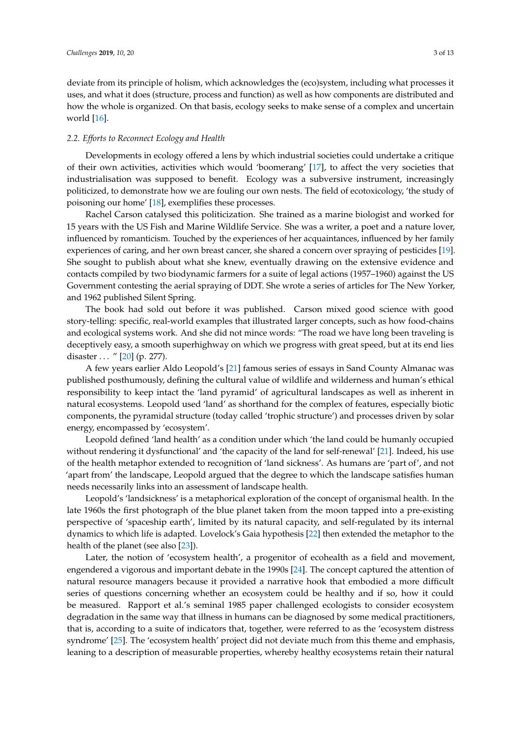deviate from its principle of holism, which acknowledges the (eco)system, including what processes it uses, and what it does (structure, process and function) as well as how components are distributed and how the whole is organized. On that basis, ecology seeks to make sense of a complex and uncertain world [16].

### 2.2. Efforts to Reconnect Ecology and Health

Developments in ecology offered a lens by which industrial societies could undertake a critique of their own activities, activities which would 'boomerang' [17], to affect the very societies that industrialisation was supposed to benefit. Ecology was a subversive instrument, increasingly politicized, to demonstrate how we are fouling our own nests. The field of ecotoxicology, 'the study of poisoning our home' [18], exemplifies these processes.

Rachel Carson catalysed this politicization. She trained as a marine biologist and worked for 15 years with the US Fish and Marine Wildlife Service. She was a writer, a poet and a nature lover, influenced by romanticism. Touched by the experiences of her acquaintances, influenced by her family experiences of caring, and her own breast cancer, she shared a concern over spraying of pesticides [19]. She sought to publish about what she knew, eventually drawing on the extensive evidence and contacts compiled by two biodynamic farmers for a suite of legal actions (1957–1960) against the US Government contesting the aerial spraying of DDT. She wrote a series of articles for The New Yorker, and 1962 published Silent Spring.

The book had sold out before it was published. Carson mixed good science with good story-telling: specific, real-world examples that illustrated larger concepts, such as how food-chains and ecological systems work. And she did not mince words: "The road we have long been traveling is deceptively easy, a smooth superhighway on which we progress with great speed, but at its end lies disaster . . . " [20] (p. 277).

A few years earlier Aldo Leopold's [21] famous series of essays in Sand County Almanac was published posthumously, defining the cultural value of wildlife and wilderness and human's ethical responsibility to keep intact the 'land pyramid' of agricultural landscapes as well as inherent in natural ecosystems. Leopold used 'land' as shorthand for the complex of features, especially biotic components, the pyramidal structure (today called 'trophic structure') and processes driven by solar energy, encompassed by 'ecosystem'.

Leopold defined 'land health' as a condition under which 'the land could be humanly occupied without rendering it dysfunctional' and 'the capacity of the land for self-renewal' [21]. Indeed, his use of the health metaphor extended to recognition of 'land sickness'. As humans are 'part of', and not 'apart from' the landscape, Leopold argued that the degree to which the landscape satisfies human needs necessarily links into an assessment of landscape health.

Leopold's 'landsickness' is a metaphorical exploration of the concept of organismal health. In the late 1960s the first photograph of the blue planet taken from the moon tapped into a pre-existing perspective of 'spaceship earth', limited by its natural capacity, and self-regulated by its internal dynamics to which life is adapted. Lovelock's Gaia hypothesis [22] then extended the metaphor to the health of the planet (see also [23]).

Later, the notion of 'ecosystem health', a progenitor of ecohealth as a field and movement, engendered a vigorous and important debate in the 1990s [24]. The concept captured the attention of natural resource managers because it provided a narrative hook that embodied a more difficult series of questions concerning whether an ecosystem could be healthy and if so, how it could be measured. Rapport et al.'s seminal 1985 paper challenged ecologists to consider ecosystem degradation in the same way that illness in humans can be diagnosed by some medical practitioners, that is, according to a suite of indicators that, together, were referred to as the 'ecosystem distress syndrome' [25]. The 'ecosystem health' project did not deviate much from this theme and emphasis, leaning to a description of measurable properties, whereby healthy ecosystems retain their natural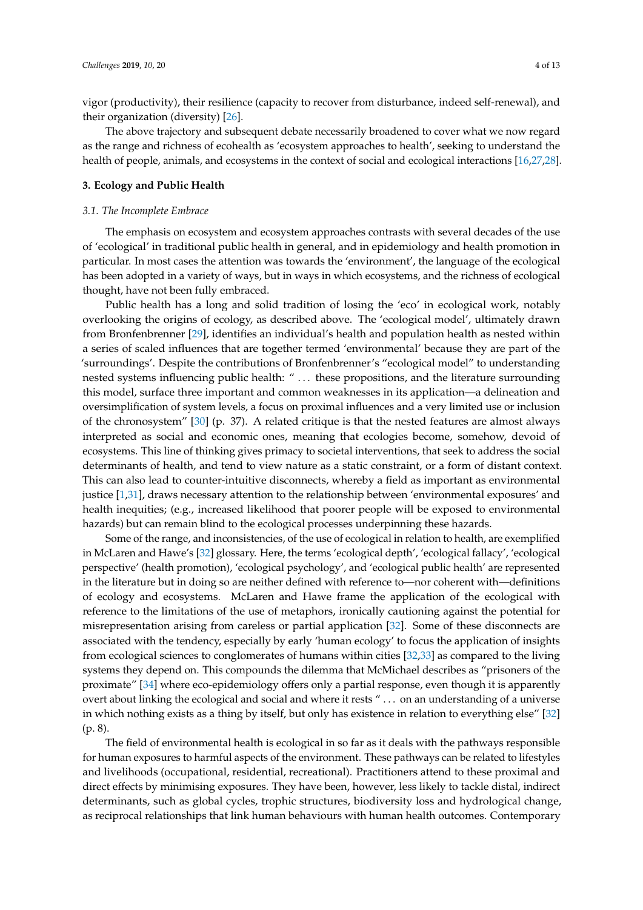vigor (productivity), their resilience (capacity to recover from disturbance, indeed self-renewal), and their organization (diversity) [26].

The above trajectory and subsequent debate necessarily broadened to cover what we now regard as the range and richness of ecohealth as 'ecosystem approaches to health', seeking to understand the health of people, animals, and ecosystems in the context of social and ecological interactions [16,27,28].

## 3. Ecology and Public Health

### 3.1. The Incomplete Embrace

The emphasis on ecosystem and ecosystem approaches contrasts with several decades of the use of 'ecological' in traditional public health in general, and in epidemiology and health promotion in particular. In most cases the attention was towards the 'environment', the language of the ecological has been adopted in a variety of ways, but in ways in which ecosystems, and the richness of ecological thought, have not been fully embraced.

Public health has a long and solid tradition of losing the 'eco' in ecological work, notably overlooking the origins of ecology, as described above. The 'ecological model', ultimately drawn from Bronfenbrenner [29], identifies an individual's health and population health as nested within a series of scaled influences that are together termed 'environmental' because they are part of the 'surroundings'. Despite the contributions of Bronfenbrenner's "ecological model" to understanding nested systems influencing public health: " ... these propositions, and the literature surrounding this model, surface three important and common weaknesses in its application—a delineation and oversimplification of system levels, a focus on proximal influences and a very limited use or inclusion of the chronosystem" [30] (p. 37). A related critique is that the nested features are almost always interpreted as social and economic ones, meaning that ecologies become, somehow, devoid of ecosystems. This line of thinking gives primacy to societal interventions, that seek to address the social determinants of health, and tend to view nature as a static constraint, or a form of distant context. This can also lead to counter-intuitive disconnects, whereby a field as important as environmental justice [1,31], draws necessary attention to the relationship between 'environmental exposures' and health inequities; (e.g., increased likelihood that poorer people will be exposed to environmental hazards) but can remain blind to the ecological processes underpinning these hazards.

Some of the range, and inconsistencies, of the use of ecological in relation to health, are exemplified in McLaren and Hawe's [32] glossary. Here, the terms 'ecological depth', 'ecological fallacy', 'ecological perspective' (health promotion), 'ecological psychology', and 'ecological public health' are represented in the literature but in doing so are neither defined with reference to—nor coherent with—definitions of ecology and ecosystems. McLaren and Hawe frame the application of the ecological with reference to the limitations of the use of metaphors, ironically cautioning against the potential for misrepresentation arising from careless or partial application [32]. Some of these disconnects are associated with the tendency, especially by early 'human ecology' to focus the application of insights from ecological sciences to conglomerates of humans within cities [32,33] as compared to the living systems they depend on. This compounds the dilemma that McMichael describes as "prisoners of the proximate" [34] where eco-epidemiology offers only a partial response, even though it is apparently overt about linking the ecological and social and where it rests " ... on an understanding of a universe in which nothing exists as a thing by itself, but only has existence in relation to everything else" [32] (p. 8).

The field of environmental health is ecological in so far as it deals with the pathways responsible for human exposures to harmful aspects of the environment. These pathways can be related to lifestyles and livelihoods (occupational, residential, recreational). Practitioners attend to these proximal and direct effects by minimising exposures. They have been, however, less likely to tackle distal, indirect determinants, such as global cycles, trophic structures, biodiversity loss and hydrological change, as reciprocal relationships that link human behaviours with human health outcomes. Contemporary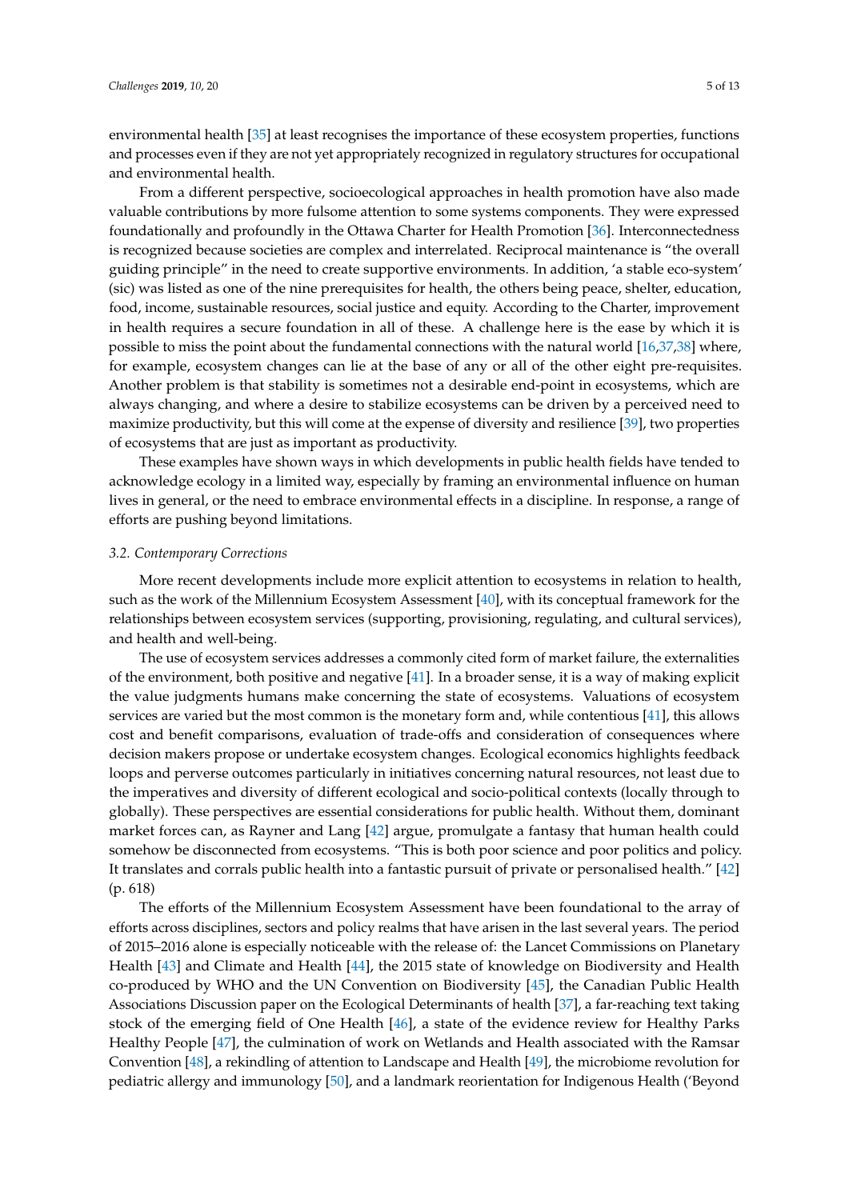environmental health [35] at least recognises the importance of these ecosystem properties, functions and processes even if they are not yet appropriately recognized in regulatory structures for occupational and environmental health.

From a different perspective, socioecological approaches in health promotion have also made valuable contributions by more fulsome attention to some systems components. They were expressed foundationally and profoundly in the Ottawa Charter for Health Promotion [36]. Interconnectedness is recognized because societies are complex and interrelated. Reciprocal maintenance is "the overall guiding principle" in the need to create supportive environments. In addition, 'a stable eco-system' (sic) was listed as one of the nine prerequisites for health, the others being peace, shelter, education, food, income, sustainable resources, social justice and equity. According to the Charter, improvement in health requires a secure foundation in all of these. A challenge here is the ease by which it is possible to miss the point about the fundamental connections with the natural world [16,37,38] where, for example, ecosystem changes can lie at the base of any or all of the other eight pre-requisites. Another problem is that stability is sometimes not a desirable end-point in ecosystems, which are always changing, and where a desire to stabilize ecosystems can be driven by a perceived need to maximize productivity, but this will come at the expense of diversity and resilience [39], two properties of ecosystems that are just as important as productivity.

These examples have shown ways in which developments in public health fields have tended to acknowledge ecology in a limited way, especially by framing an environmental influence on human lives in general, or the need to embrace environmental effects in a discipline. In response, a range of efforts are pushing beyond limitations.

### *3.2. Contemporary Corrections*

More recent developments include more explicit attention to ecosystems in relation to health, such as the work of the Millennium Ecosystem Assessment [40], with its conceptual framework for the relationships between ecosystem services (supporting, provisioning, regulating, and cultural services), and health and well-being.

The use of ecosystem services addresses a commonly cited form of market failure, the externalities of the environment, both positive and negative [41]. In a broader sense, it is a way of making explicit the value judgments humans make concerning the state of ecosystems. Valuations of ecosystem services are varied but the most common is the monetary form and, while contentious [41], this allows cost and benefit comparisons, evaluation of trade-offs and consideration of consequences where decision makers propose or undertake ecosystem changes. Ecological economics highlights feedback loops and perverse outcomes particularly in initiatives concerning natural resources, not least due to the imperatives and diversity of different ecological and socio-political contexts (locally through to globally). These perspectives are essential considerations for public health. Without them, dominant market forces can, as Rayner and Lang [42] argue, promulgate a fantasy that human health could somehow be disconnected from ecosystems. "This is both poor science and poor politics and policy. It translates and corrals public health into a fantastic pursuit of private or personalised health." [42] (p. 618)

The efforts of the Millennium Ecosystem Assessment have been foundational to the array of efforts across disciplines, sectors and policy realms that have arisen in the last several years. The period of 2015–2016 alone is especially noticeable with the release of: the Lancet Commissions on Planetary Health [43] and Climate and Health [44], the 2015 state of knowledge on Biodiversity and Health co-produced by WHO and the UN Convention on Biodiversity [45], the Canadian Public Health Associations Discussion paper on the Ecological Determinants of health [37], a far-reaching text taking stock of the emerging field of One Health [46], a state of the evidence review for Healthy Parks Healthy People [47], the culmination of work on Wetlands and Health associated with the Ramsar Convention [48], a rekindling of attention to Landscape and Health [49], the microbiome revolution for pediatric allergy and immunology [50], and a landmark reorientation for Indigenous Health ('Beyond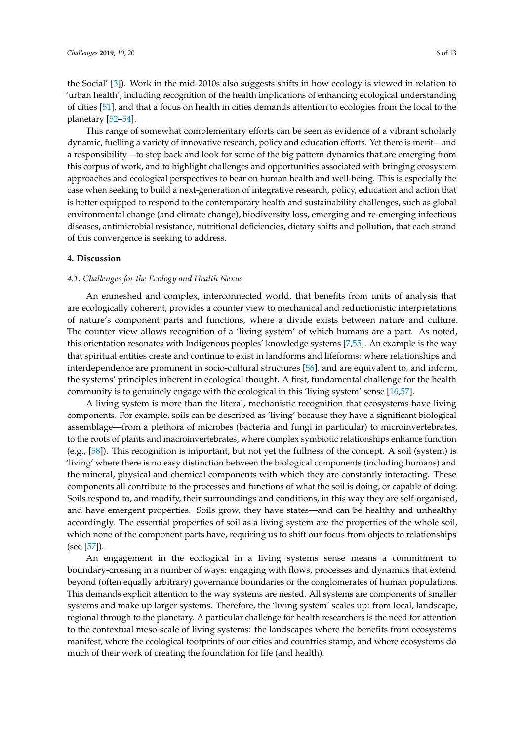the Social' [3]). Work in the mid-2010s also suggests shifts in how ecology is viewed in relation to 'urban health', including recognition of the health implications of enhancing ecological understanding of cities [51], and that a focus on health in cities demands attention to ecologies from the local to the planetary [52–54].

This range of somewhat complementary efforts can be seen as evidence of a vibrant scholarly dynamic, fuelling a variety of innovative research, policy and education efforts. Yet there is merit—and a responsibility—to step back and look for some of the big pattern dynamics that are emerging from this corpus of work, and to highlight challenges and opportunities associated with bringing ecosystem approaches and ecological perspectives to bear on human health and well-being. This is especially the case when seeking to build a next-generation of integrative research, policy, education and action that is better equipped to respond to the contemporary health and sustainability challenges, such as global environmental change (and climate change), biodiversity loss, emerging and re-emerging infectious diseases, antimicrobial resistance, nutritional deficiencies, dietary shifts and pollution, that each strand of this convergence is seeking to address.

## 4. Discussion

### *4.1. Challenges for the Ecology and Health Nexus*

An enmeshed and complex, interconnected world, that benefits from units of analysis that are ecologically coherent, provides a counter view to mechanical and reductionistic interpretations of nature's component parts and functions, where a divide exists between nature and culture. The counter view allows recognition of a 'living system' of which humans are a part. As noted, this orientation resonates with Indigenous peoples' knowledge systems [7,55]. An example is the way that spiritual entities create and continue to exist in landforms and lifeforms: where relationships and interdependence are prominent in socio-cultural structures [56], and are equivalent to, and inform, the systems' principles inherent in ecological thought. A first, fundamental challenge for the health community is to genuinely engage with the ecological in this 'living system' sense [16,57].

A living system is more than the literal, mechanistic recognition that ecosystems have living components. For example, soils can be described as 'living' because they have a significant biological assemblage—from a plethora of microbes (bacteria and fungi in particular) to microinvertebrates, to the roots of plants and macroinvertebrates, where complex symbiotic relationships enhance function (e.g., [58]). This recognition is important, but not yet the fullness of the concept. A soil (system) is 'living' where there is no easy distinction between the biological components (including humans) and the mineral, physical and chemical components with which they are constantly interacting. These components all contribute to the processes and functions of what the soil is doing, or capable of doing. Soils respond to, and modify, their surroundings and conditions, in this way they are self-organised, and have emergent properties. Soils grow, they have states—and can be healthy and unhealthy accordingly. The essential properties of soil as a living system are the properties of the whole soil, which none of the component parts have, requiring us to shift our focus from objects to relationships (see [57]).

An engagement in the ecological in a living systems sense means a commitment to boundary-crossing in a number of ways: engaging with flows, processes and dynamics that extend beyond (often equally arbitrary) governance boundaries or the conglomerates of human populations. This demands explicit attention to the way systems are nested. All systems are components of smaller systems and make up larger systems. Therefore, the 'living system' scales up: from local, landscape, regional through to the planetary. A particular challenge for health researchers is the need for attention to the contextual meso-scale of living systems: the landscapes where the benefits from ecosystems manifest, where the ecological footprints of our cities and countries stamp, and where ecosystems do much of their work of creating the foundation for life (and health).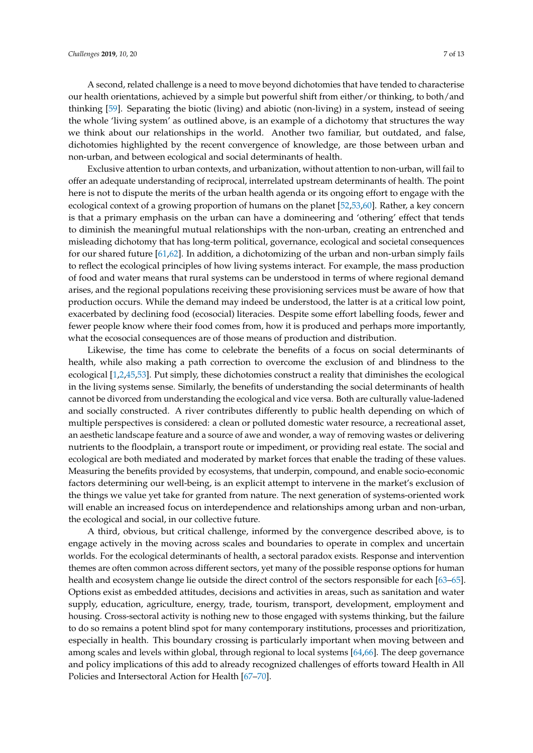A second, related challenge is a need to move beyond dichotomies that have tended to characterise our health orientations, achieved by a simple but powerful shift from either/or thinking, to both/and thinking [59]. Separating the biotic (living) and abiotic (non-living) in a system, instead of seeing the whole 'living system' as outlined above, is an example of a dichotomy that structures the way we think about our relationships in the world. Another two familiar, but outdated, and false, dichotomies highlighted by the recent convergence of knowledge, are those between urban and non-urban, and between ecological and social determinants of health.

Exclusive attention to urban contexts, and urbanization, without attention to non-urban, will fail to offer an adequate understanding of reciprocal, interrelated upstream determinants of health. The point here is not to dispute the merits of the urban health agenda or its ongoing effort to engage with the ecological context of a growing proportion of humans on the planet [52,53,60]. Rather, a key concern is that a primary emphasis on the urban can have a domineering and 'othering' effect that tends to diminish the meaningful mutual relationships with the non-urban, creating an entrenched and misleading dichotomy that has long-term political, governance, ecological and societal consequences for our shared future [61,62]. In addition, a dichotomizing of the urban and non-urban simply fails to reflect the ecological principles of how living systems interact. For example, the mass production of food and water means that rural systems can be understood in terms of where regional demand arises, and the regional populations receiving these provisioning services must be aware of how that production occurs. While the demand may indeed be understood, the latter is at a critical low point, exacerbated by declining food (ecosocial) literacies. Despite some effort labelling foods, fewer and fewer people know where their food comes from, how it is produced and perhaps more importantly, what the ecosocial consequences are of those means of production and distribution.

Likewise, the time has come to celebrate the benefits of a focus on social determinants of health, while also making a path correction to overcome the exclusion of and blindness to the ecological [1,2,45,53]. Put simply, these dichotomies construct a reality that diminishes the ecological in the living systems sense. Similarly, the benefits of understanding the social determinants of health cannot be divorced from understanding the ecological and vice versa. Both are culturally value-ladened and socially constructed. A river contributes differently to public health depending on which of multiple perspectives is considered: a clean or polluted domestic water resource, a recreational asset, an aesthetic landscape feature and a source of awe and wonder, a way of removing wastes or delivering nutrients to the floodplain, a transport route or impediment, or providing real estate. The social and ecological are both mediated and moderated by market forces that enable the trading of these values. Measuring the benefits provided by ecosystems, that underpin, compound, and enable socio-economic factors determining our well-being, is an explicit attempt to intervene in the market's exclusion of the things we value yet take for granted from nature. The next generation of systems-oriented work will enable an increased focus on interdependence and relationships among urban and non-urban, the ecological and social, in our collective future.

A third, obvious, but critical challenge, informed by the convergence described above, is to engage actively in the moving across scales and boundaries to operate in complex and uncertain worlds. For the ecological determinants of health, a sectoral paradox exists. Response and intervention themes are often common across different sectors, yet many of the possible response options for human health and ecosystem change lie outside the direct control of the sectors responsible for each [63–65]. Options exist as embedded attitudes, decisions and activities in areas, such as sanitation and water supply, education, agriculture, energy, trade, tourism, transport, development, employment and housing. Cross-sectoral activity is nothing new to those engaged with systems thinking, but the failure to do so remains a potent blind spot for many contemporary institutions, processes and prioritization, especially in health. This boundary crossing is particularly important when moving between and among scales and levels within global, through regional to local systems [64,66]. The deep governance and policy implications of this add to already recognized challenges of efforts toward Health in All Policies and Intersectoral Action for Health [67–70].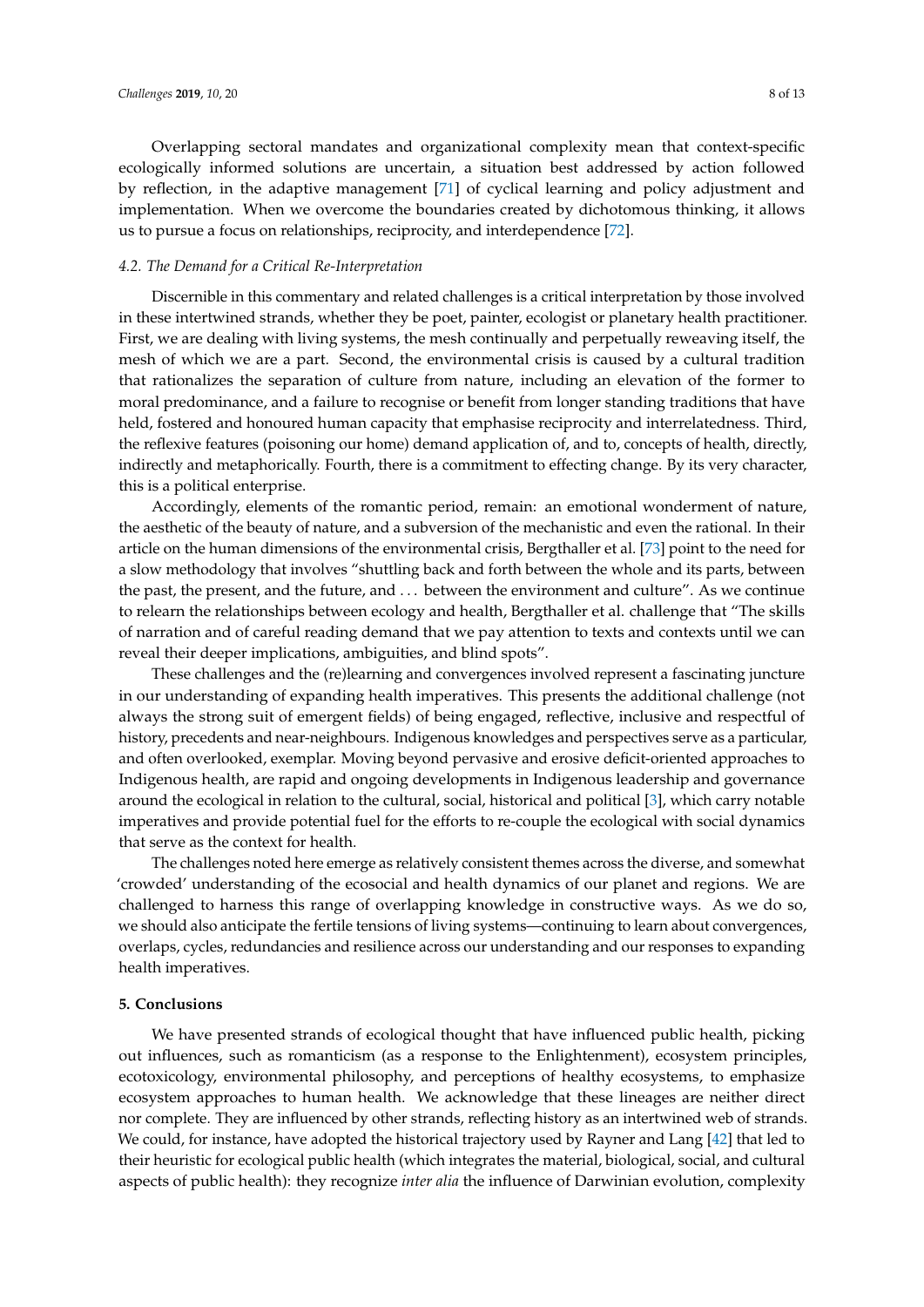Overlapping sectoral mandates and organizational complexity mean that context-specific ecologically informed solutions are uncertain, a situation best addressed by action followed by reflection, in the adaptive management [71] of cyclical learning and policy adjustment and implementation. When we overcome the boundaries created by dichotomous thinking, it allows us to pursue a focus on relationships, reciprocity, and interdependence [72].

### *4.2. The Demand for a Critical Re-Interpretation*

Discernible in this commentary and related challenges is a critical interpretation by those involved in these intertwined strands, whether they be poet, painter, ecologist or planetary health practitioner. First, we are dealing with living systems, the mesh continually and perpetually reweaving itself, the mesh of which we are a part. Second, the environmental crisis is caused by a cultural tradition that rationalizes the separation of culture from nature, including an elevation of the former to moral predominance, and a failure to recognise or benefit from longer standing traditions that have held, fostered and honoured human capacity that emphasise reciprocity and interrelatedness. Third, the reflexive features (poisoning our home) demand application of, and to, concepts of health, directly, indirectly and metaphorically. Fourth, there is a commitment to effecting change. By its very character, this is a political enterprise.

Accordingly, elements of the romantic period, remain: an emotional wonderment of nature, the aesthetic of the beauty of nature, and a subversion of the mechanistic and even the rational. In their article on the human dimensions of the environmental crisis, Bergthaller et al. [73] point to the need for a slow methodology that involves "shuttling back and forth between the whole and its parts, between the past, the present, and the future, and . . . between the environment and culture". As we continue to relearn the relationships between ecology and health, Bergthaller et al. challenge that "The skills of narration and of careful reading demand that we pay attention to texts and contexts until we can reveal their deeper implications, ambiguities, and blind spots".

These challenges and the (re)learning and convergences involved represent a fascinating juncture in our understanding of expanding health imperatives. This presents the additional challenge (not always the strong suit of emergent fields) of being engaged, reflective, inclusive and respectful of history, precedents and near-neighbours. Indigenous knowledges and perspectives serve as a particular, and often overlooked, exemplar. Moving beyond pervasive and erosive deficit-oriented approaches to Indigenous health, are rapid and ongoing developments in Indigenous leadership and governance around the ecological in relation to the cultural, social, historical and political [3], which carry notable imperatives and provide potential fuel for the efforts to re-couple the ecological with social dynamics that serve as the context for health.

The challenges noted here emerge as relatively consistent themes across the diverse, and somewhat 'crowded' understanding of the ecosocial and health dynamics of our planet and regions. We are challenged to harness this range of overlapping knowledge in constructive ways. As we do so, we should also anticipate the fertile tensions of living systems—continuing to learn about convergences, overlaps, cycles, redundancies and resilience across our understanding and our responses to expanding health imperatives.

## **5. Conclusions**

We have presented strands of ecological thought that have influenced public health, picking out influences, such as romanticism (as a response to the Enlightenment), ecosystem principles, ecotoxicology, environmental philosophy, and perceptions of healthy ecosystems, to emphasize ecosystem approaches to human health. We acknowledge that these lineages are neither direct nor complete. They are influenced by other strands, reflecting history as an intertwined web of strands. We could, for instance, have adopted the historical trajectory used by Rayner and Lang [42] that led to their heuristic for ecological public health (which integrates the material, biological, social, and cultural aspects of public health): they recognize *inter alia* the influence of Darwinian evolution, complexity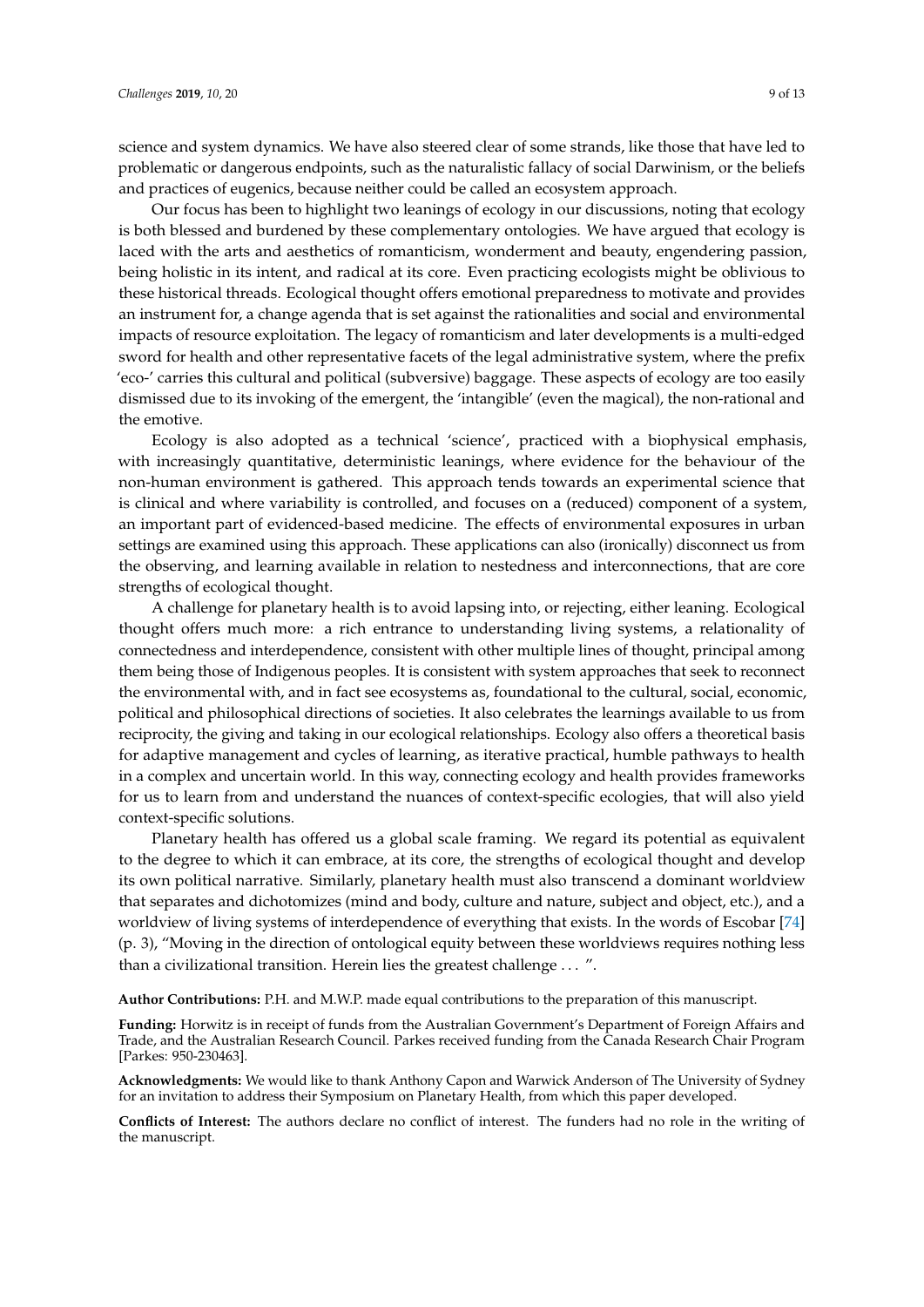science and system dynamics. We have also steered clear of some strands, like those that have led to problematic or dangerous endpoints, such as the naturalistic fallacy of social Darwinism, or the beliefs and practices of eugenics, because neither could be called an ecosystem approach.

Our focus has been to highlight two leanings of ecology in our discussions, noting that ecology is both blessed and burdened by these complementary ontologies. We have argued that ecology is laced with the arts and aesthetics of romanticism, wonderment and beauty, engendering passion, being holistic in its intent, and radical at its core. Even practicing ecologists might be oblivious to these historical threads. Ecological thought offers emotional preparedness to motivate and provides an instrument for, a change agenda that is set against the rationalities and social and environmental impacts of resource exploitation. The legacy of romanticism and later developments is a multi-edged sword for health and other representative facets of the legal administrative system, where the prefix 'eco-' carries this cultural and political (subversive) baggage. These aspects of ecology are too easily dismissed due to its invoking of the emergent, the 'intangible' (even the magical), the non-rational and the emotive.

Ecology is also adopted as a technical 'science', practiced with a biophysical emphasis, with increasingly quantitative, deterministic leanings, where evidence for the behaviour of the non-human environment is gathered. This approach tends towards an experimental science that is clinical and where variability is controlled, and focuses on a (reduced) component of a system, an important part of evidenced-based medicine. The effects of environmental exposures in urban settings are examined using this approach. These applications can also (ironically) disconnect us from the observing, and learning available in relation to nestedness and interconnections, that are core strengths of ecological thought.

A challenge for planetary health is to avoid lapsing into, or rejecting, either leaning. Ecological thought offers much more: a rich entrance to understanding living systems, a relationality of connectedness and interdependence, consistent with other multiple lines of thought, principal among them being those of Indigenous peoples. It is consistent with system approaches that seek to reconnect the environmental with, and in fact see ecosystems as, foundational to the cultural, social, economic, political and philosophical directions of societies. It also celebrates the learnings available to us from reciprocity, the giving and taking in our ecological relationships. Ecology also offers a theoretical basis for adaptive management and cycles of learning, as iterative practical, humble pathways to health in a complex and uncertain world. In this way, connecting ecology and health provides frameworks for us to learn from and understand the nuances of context-specific ecologies, that will also yield context-specific solutions.

Planetary health has offered us a global scale framing. We regard its potential as equivalent to the degree to which it can embrace, at its core, the strengths of ecological thought and develop its own political narrative. Similarly, planetary health must also transcend a dominant worldview that separates and dichotomizes (mind and body, culture and nature, subject and object, etc.), and a worldview of living systems of interdependence of everything that exists. In the words of Escobar [74] (p. 3), "Moving in the direction of ontological equity between these worldviews requires nothing less than a civilizational transition. Herein lies the greatest challenge ... ".

**Author Contributions:** P.H. and M.W.P. made equal contributions to the preparation of this manuscript.

**Funding:** Horwitz is in receipt of funds from the Australian Government's Department of Foreign Affairs and Trade, and the Australian Research Council. Parkes received funding from the Canada Research Chair Program [Parkes: 950-230463].

**Acknowledgments:** We would like to thank Anthony Capon and Warwick Anderson of The University of Sydney for an invitation to address their Symposium on Planetary Health, from which this paper developed.

**Conflicts of Interest:** The authors declare no conflict of interest. The funders had no role in the writing of the manuscript.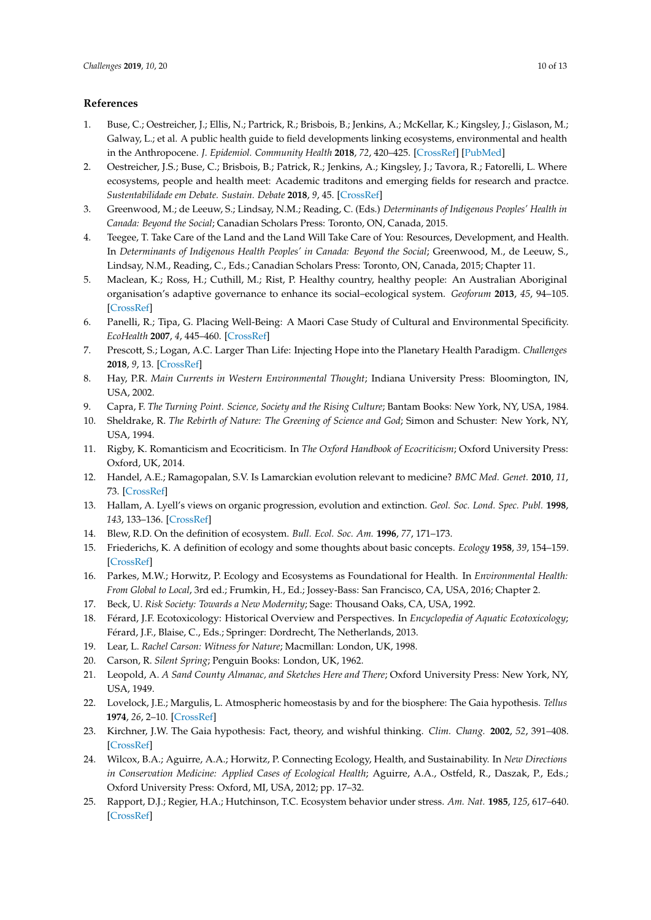## References

1. Buse, C.; Oestreicher, J.; Ellis, N.; Partrick, R.; Brisbois, B.; Jenkins, A.; McKellar, K.; Kingsley, J.; Gislason, M.; Galway, L.; et al. A public health guide to field developments linking ecosystems, environmental and health in the Anthropocene. *J. Epidemiol. Community Health* **2018**, *72*, 420–425. [CrossRef] [PubMed]
2. Oestreicher, J.S.; Buse, C.; Brisbois, B.; Patrick, R.; Jenkins, A.; Kingsley, J.; Tavora, R.; Fatorelli, L. Where ecosystems, people and health meet: Academic traditons and emerging fields for research and practce. *Sustentabilidade em Debate. Sustain. Debate* **2018**, *9*, 45. [CrossRef]
3. Greenwood, M.; de Leeuw, S.; Lindsay, N.M.; Reading, C. (Eds.) *Determinants of Indigenous Peoples' Health in Canada: Beyond the Social*; Canadian Scholars Press: Toronto, ON, Canada, 2015.
4. Teegee, T. Take Care of the Land and the Land Will Take Care of You: Resources, Development, and Health. In *Determinants of Indigenous Health Peoples' in Canada: Beyond the Social*; Greenwood, M., de Leeuw, S., Lindsay, N.M., Reading, C., Eds.; Canadian Scholars Press: Toronto, ON, Canada, 2015; Chapter 11.
5. Maclean, K.; Ross, H.; Cuthill, M.; Rist, P. Healthy country, healthy people: An Australian Aboriginal organisation's adaptive governance to enhance its social–ecological system. *Geoforum* **2013**, *45*, 94–105. [CrossRef]
6. Panelli, R.; Tipa, G. Placing Well-Being: A Maori Case Study of Cultural and Environmental Specificity. *EcoHealth* **2007**, *4*, 445–460. [CrossRef]
7. Prescott, S.; Logan, A.C. Larger Than Life: Injecting Hope into the Planetary Health Paradigm. *Challenges* **2018**, *9*, 13. [CrossRef]
8. Hay, P.R. *Main Currents in Western Environmental Thought*; Indiana University Press: Bloomington, IN, USA, 2002.
9. Capra, F. *The Turning Point. Science, Society and the Rising Culture*; Bantam Books: New York, NY, USA, 1984.
10. Sheldrake, R. *The Rebirth of Nature: The Greening of Science and God*; Simon and Schuster: New York, NY, USA, 1994.
11. Rigby, K. Romanticism and Ecocriticism. In *The Oxford Handbook of Ecocriticism*; Oxford University Press: Oxford, UK, 2014.
12. Handel, A.E.; Ramagopalan, S.V. Is Lamarckian evolution relevant to medicine? *BMC Med. Genet.* **2010**, *11*, 73. [CrossRef]
13. Hallam, A. Lyell's views on organic progression, evolution and extinction. *Geol. Soc. Lond. Spec. Publ.* **1998**, *143*, 133–136. [CrossRef]
14. Blew, R.D. On the definition of ecosystem. *Bull. Ecol. Soc. Am.* **1996**, *77*, *77*, 171–173.
15. Friederichs, K. A definition of ecology and some thoughts about basic concepts. *Ecology* **1958**, *39*, 154–159. [CrossRef]
16. Parkes, M.W.; Horwitz, P. Ecology and Ecosystems as Foundational for Health. In *Environmental Health: From Global to Local*, 3rd ed.; Frumkin, H., Ed.; Jossey-Bass: San Francisco, CA, USA, 2016; Chapter 2.
17. Beck, U. *Risk Society: Towards a New Modernity*; Sage: Thousand Oaks, CA, USA, 1992.
18. Férard, J.F. Ecotoxicology: Historical Overview and Perspectives. In *Encyclopedia of Aquatic Ecotoxicology*; Férard, J.F., Blaise, C., Eds.; Springer: Dordrecht, The Netherlands, 2013.
19. Lear, L. *Rachel Carson: Witness for Nature*; Macmillan: London, UK, 1998.
20. Carson, R. *Silent Spring*; Penguin Books: London, UK, 1962.
21. Leopold, A. *A Sand County Almanac, and Sketches Here and There*; Oxford University Press: New York, NY, USA, 1949.
22. Lovelock, J.E.; Margulis, L. Atmospheric homeostasis by and for the biosphere: The Gaia hypothesis. *Tellus* **1974**, *26*, 2–10. [CrossRef]
23. Kirchner, J.W. The Gaia hypothesis: Fact, theory, and wishful thinking. *Clim. Chang.* **2002**, *52*, 391–408. [CrossRef]
24. Wilcox, B.A.; Aguirre, A.A.; Horwitz, P. Connecting Ecology, Health, and Sustainability. In *New Directions in Conservation Medicine: Applied Cases of Ecological Health*; Aguirre, A.A., Ostfeld, R., Daszak, P., Eds.; Oxford University Press: Oxford, MI, USA, 2012; pp. 17–32.
25. Rapport, D.J.; Regier, H.A.; Hutchinson, T.C. Ecosystem behavior under stress. *Am. Nat.* **1985**, *125*, 617–640. [CrossRef]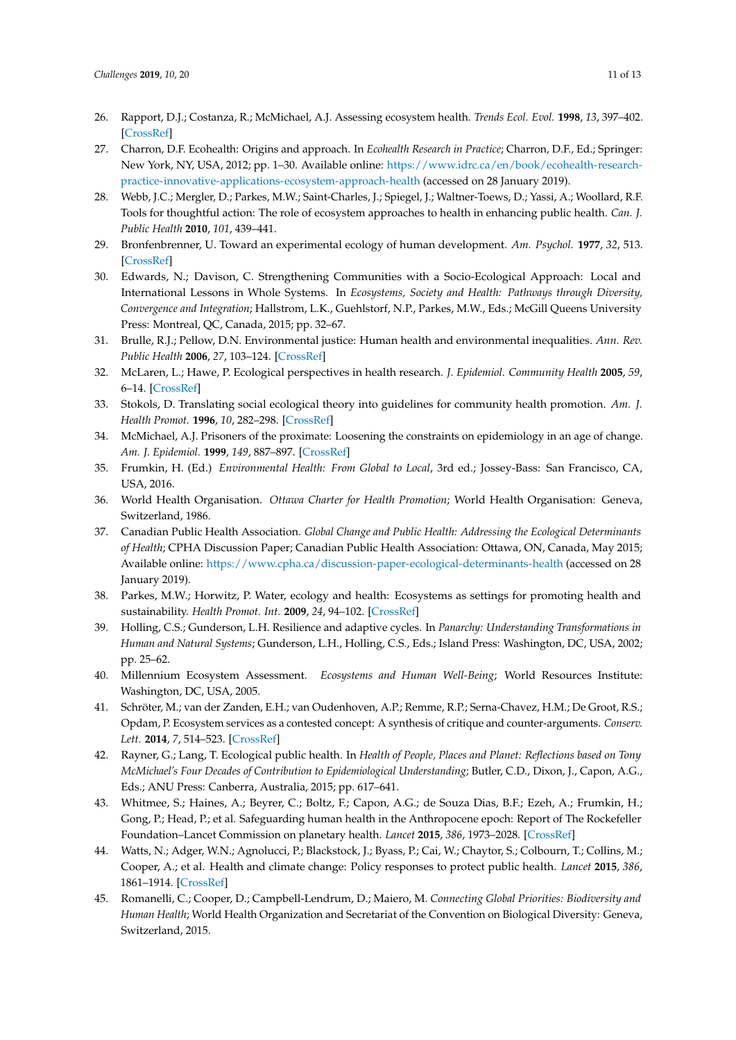26. Rapport, D.J.; Costanza, R.; McMichael, A.J. Assessing ecosystem health. *Trends Ecol. Evol.* **1998**, *13*, 397–402. [CrossRef]
27. Charron, D.F. Ecohealth: Origins and approach. In *Ecohealth Research in Practice*; Charron, D.F., Ed.; Springer: New York, NY, USA, 2012; pp. 1–30. Available online: https://www.idrc.ca/en/book/ecohealth-research-practice-innovative-applications-ecosystem-approach-health (accessed on 28 January 2019).
28. Webb, J.C.; Mergler, D.; Parkes, M.W.; Saint-Charles, J.; Spiegel, J.; Waltner-Toews, D.; Yassi, A.; Woollard, R.F. Tools for thoughtful action: The role of ecosystem approaches to health in enhancing public health. *Can. J. Public Health* **2010**, *101*, 439–441.
29. Bronfenbrenner, U. Toward an experimental ecology of human development. *Am. Psychol.* **1977**, *32*, 513. [CrossRef]
30. Edwards, N.; Davison, C. Strengthening Communities with a Socio-Ecological Approach: Local and International Lessons in Whole Systems. In *Ecosystems, Society and Health: Pathways through Diversity, Convergence and Integration*; Hallstrom, L.K., Guehlstorf, N.P., Parkes, M.W., Eds.; McGill Queens University Press: Montreal, QC, Canada, 2015; pp. 32–67.
31. Brulle, R.J.; Pellow, D.N. Environmental justice: Human health and environmental inequalities. *Ann. Rev. Public Health* **2006**, *27*, 103–124. [CrossRef]
32. McLaren, L.; Hawe, P. Ecological perspectives in health research. *J. Epidemiol. Community Health* **2005**, *59*, 6–14. [CrossRef]
33. Stokols, D. Translating social ecological theory into guidelines for community health promotion. *Am. J. Health Promot.* **1996**, *10*, 282–298. [CrossRef]
34. McMichael, A.J. Prisoners of the proximate: Loosening the constraints on epidemiology in an age of change. *Am. J. Epidemiol.* **1999**, *149*, 887–897. [CrossRef]
35. Frumkin, H. (Ed.) *Environmental Health: From Global to Local*, 3rd ed.; Jossey-Bass: San Francisco, CA, USA, 2016.
36. World Health Organisation. *Ottawa Charter for Health Promotion*; World Health Organisation: Geneva, Switzerland, 1986.
37. Canadian Public Health Association. *Global Change and Public Health: Addressing the Ecological Determinants of Health*; CPHA Discussion Paper; Canadian Public Health Association: Ottawa, ON, Canada, May 2015; Available online: https://www.cpha.ca/discussion-paper-ecological-determinants-health (accessed on 28 January 2019).
38. Parkes, M.W.; Horwitz, P. Water, ecology and health: Ecosystems as settings for promoting health and sustainability. *Health Promot. Int.* **2009**, *24*, 94–102. [CrossRef]
39. Holling, C.S.; Gunderson, L.H. Resilience and adaptive cycles. In *Panarchy: Understanding Transformations in Human and Natural Systems*; Gunderson, L.H., Holling, C.S., Eds.; Island Press: Washington, DC, USA, 2002; pp. 25–62.
40. Millennium Ecosystem Assessment. *Ecosystems and Human Well-Being*; World Resources Institute: Washington, DC, USA, 2005.
41. Schröter, M.; van der Zanden, E.H.; van Oudenhoven, A.P.; Remme, R.P.; Serna-Chavez, H.M.; De Groot, R.S.; Opdam, P. Ecosystem services as a contested concept: A synthesis of critique and counter-arguments. *Conserv. Lett.* **2014**, *7*, 514–523. [CrossRef]
42. Rayner, G.; Lang, T. Ecological public health. In *Health of People, Places and Planet: Reflections based on Tony McMichael's Four Decades of Contribution to Epidemiological Understanding*; Butler, C.D., Dixon, J., Capon, A.G., Eds.; ANU Press: Canberra, Australia, 2015; pp. 617–641.
43. Whitmee, S.; Haines, A.; Beyrer, C.; Boltz, F.; Capon, A.G.; de Souza Dias, B.F.; Ezeh, A.; Frumkin, H.; Gong, P.; Head, P.; et al. Safeguarding human health in the Anthropocene epoch: Report of The Rockefeller Foundation–Lancet Commission on planetary health. *Lancet* **2015**, *386*, 1973–2028. [CrossRef]
44. Watts, N.; Adger, W.N.; Agnolucci, P.; Blackstock, J.; Byass, P.; Cai, W.; Chaytor, S.; Colbourn, T.; Collins, M.; Cooper, A.; et al. Health and climate change: Policy responses to protect public health. *Lancet* **2015**, *386*, 1861–1914. [CrossRef]
45. Romanelli, C.; Cooper, D.; Campbell-Lendrum, D.; Maiero, M. *Connecting Global Priorities: Biodiversity and Human Health*; World Health Organization and Secretariat of the Convention on Biological Diversity: Geneva, Switzerland, 2015.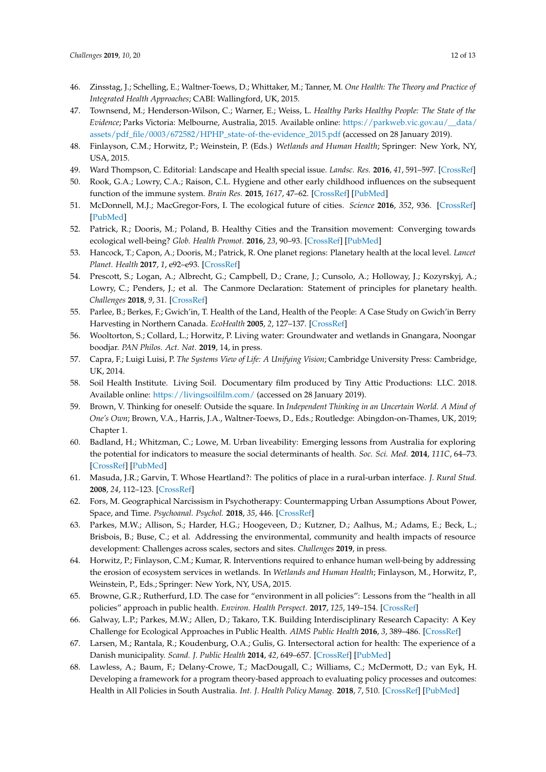46. Zinsstag, J.; Schelling, E.; Waltner-Toews, D.; Whittaker, M.; Tanner, M. *One Health: The Theory and Practice of Integrated Health Approaches*; CABI: Wallingford, UK, 2015.
47. Townsend, M.; Henderson-Wilson, C.; Warner, E.; Weiss, L. *Healthy Parks Healthy People: The State of the Evidence*; Parks Victoria: Melbourne, Australia, 2015. Available online: https://parkweb.vic.gov.au/__data/assets/pdf_file/0003/672582/HPHP_state-of-the-evidence_2015.pdf (accessed on 28 January 2019).
48. Finlayson, C.M.; Horwitz, P.; Weinstein, P. (Eds.) *Wetlands and Human Health*; Springer: New York, NY, USA, 2015.
49. Ward Thompson, C. Editorial: Landscape and Health special issue. *Landsc. Res.* **2016**, *41*, 591–597. [CrossRef]
50. Rook, G.A.; Lowry, C.A.; Raison, C.L. Hygiene and other early childhood influences on the subsequent function of the immune system. *Brain Res.* **2015**, *1617*, 47–62. [CrossRef] [PubMed]
51. McDonnell, M.J.; MacGregor-Fors, I. The ecological future of cities. *Science* **2016**, *352*, 936. [CrossRef] [PubMed]
52. Patrick, R.; Dooris, M.; Poland, B. Healthy Cities and the Transition movement: Converging towards ecological well-being? *Glob. Health Promot.* **2016**, *23*, 90–93. [CrossRef] [PubMed]
53. Hancock, T.; Capon, A.; Dooris, M.; Patrick, R. One planet regions: Planetary health at the local level. *Lancet Planet. Health* **2017**, *1*, e92–e93. [CrossRef]
54. Prescott, S.; Logan, A.; Albrecht, G.; Campbell, D.; Crane, J.; Cunsolo, A.; Holloway, J.; Kozyrskyj, A.; Lowry, C.; Penders, J.; et al. The Canmore Declaration: Statement of principles for planetary health. *Challenges* **2018**, *9*, 31. [CrossRef]
55. Parlee, B.; Berkes, F.; Gwich'in, T. Health of the Land, Health of the People: A Case Study on Gwich'in Berry Harvesting in Northern Canada. *EcoHealth* **2005**, *2*, 127–137. [CrossRef]
56. Wooltorton, S.; Collard, L.; Horwitz, P. Living water: Groundwater and wetlands in Gnangara, Noongar boodjar. *PAN Philos. Act. Nat.* **2019**, 14, in press.
57. Capra, F.; Luigi Luisi, P. *The Systems View of Life: A Unifying Vision*; Cambridge University Press: Cambridge, UK, 2014.
58. Soil Health Institute. Living Soil. Documentary film produced by Tiny Attic Productions: LLC. 2018. Available online: https://livingsoilfilm.com/ (accessed on 28 January 2019).
59. Brown, V. Thinking for oneself: Outside the square. In *Independent Thinking in an Uncertain World. A Mind of One's Own*; Brown, V.A., Harris, J.A., Waltner-Toews, D., Eds.; Routledge: Abingdon-on-Thames, UK, 2019; Chapter 1.
60. Badland, H.; Whitzman, C.; Lowe, M. Urban liveability: Emerging lessons from Australia for exploring the potential for indicators to measure the social determinants of health. *Soc. Sci. Med.* **2014**, *111C*, 64–73. [CrossRef] [PubMed]
61. Masuda, J.R.; Garvin, T. Whose Heartland?: The politics of place in a rural-urban interface. *J. Rural Stud.* **2008**, *24*, 112–123. [CrossRef]
62. Fors, M. Geographical Narcissism in Psychotherapy: Countermapping Urban Assumptions About Power, Space, and Time. *Psychoanal. Psychol.* **2018**, *35*, 446. [CrossRef]
63. Parkes, M.W.; Allison, S.; Harder, H.G.; Hoogeveen, D.; Kutzner, D.; Aalhus, M.; Adams, E.; Beck, L.; Brisbois, B.; Buse, C.; et al. Addressing the environmental, community and health impacts of resource development: Challenges across scales, sectors and sites. *Challenges* **2019**, in press.
64. Horwitz, P.; Finlayson, C.M.; Kumar, R. Interventions required to enhance human well-being by addressing the erosion of ecosystem services in wetlands. In *Wetlands and Human Health*; Finlayson, M., Horwitz, P., Weinstein, P., Eds.; Springer: New York, NY, USA, 2015.
65. Browne, G.R.; Rutherfurd, I.D. The case for "environment in all policies": Lessons from the "health in all policies" approach in public health. *Environ. Health Perspect.* **2017**, *125*, 149–154. [CrossRef]
66. Galway, L.P.; Parkes, M.W.; Allen, D.; Takaro, T.K. Building Interdisciplinary Research Capacity: A Key Challenge for Ecological Approaches in Public Health. *AIMS Public Health* **2016**, *3*, 389–486. [CrossRef]
67. Larsen, M.; Rantala, R.; Koudenburg, O.A.; Gulis, G. Intersectoral action for health: The experience of a Danish municipality. *Scand. J. Public Health* **2014**, *42*, 649–657. [CrossRef] [PubMed]
68. Lawless, A.; Baum, F.; Delany-Crowe, T.; MacDougall, C.; Williams, C.; McDermott, D.; van Eyk, H. Developing a framework for a program theory-based approach to evaluating policy processes and outcomes: Health in All Policies in South Australia. *Int. J. Health Policy Manag.* **2018**, *7*, 510. [CrossRef] [PubMed]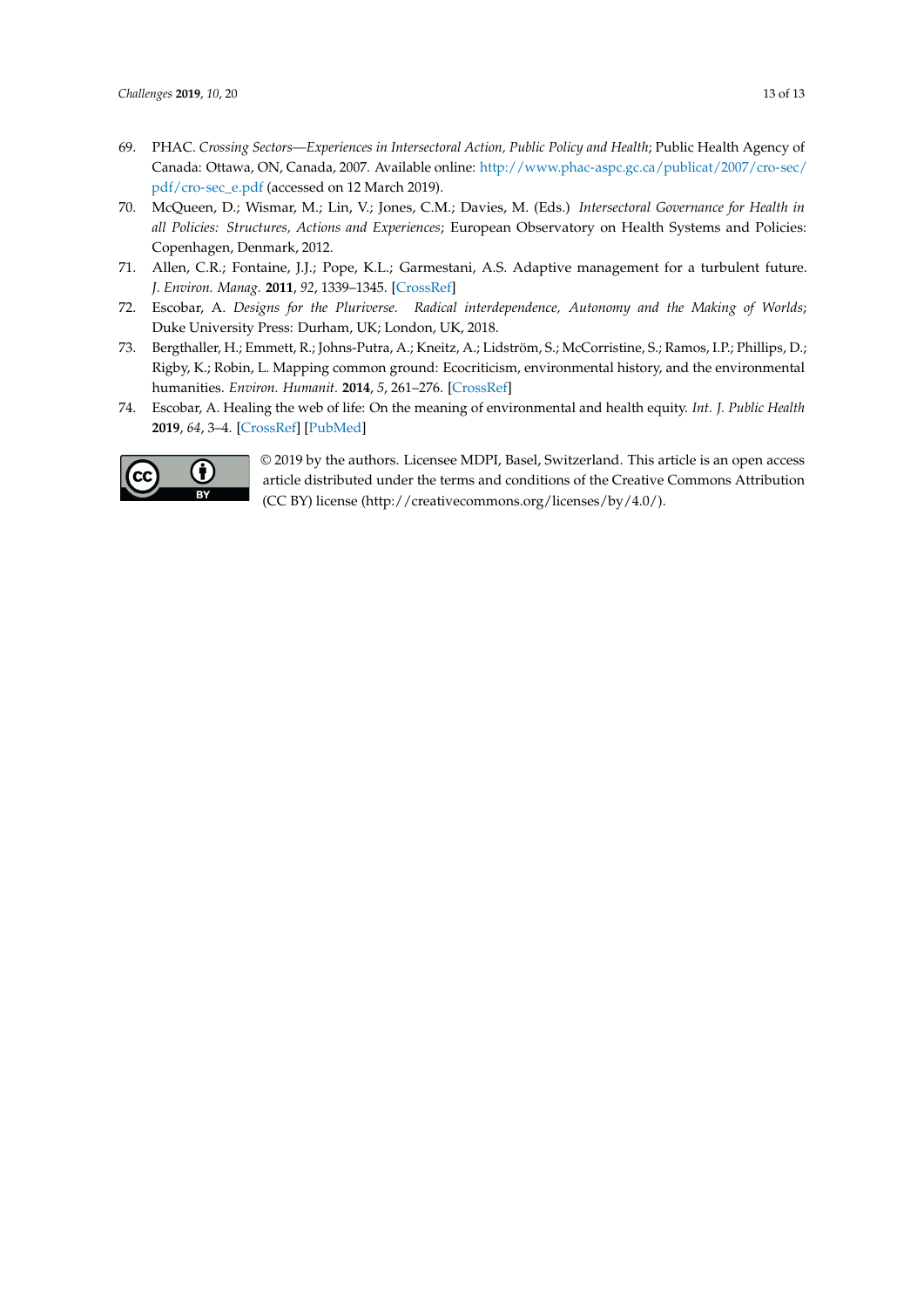69. PHAC. *Crossing Sectors—Experiences in Intersectoral Action, Public Policy and Health*; Public Health Agency of Canada: Ottawa, ON, Canada, 2007. Available online: http://www.phac-aspc.gc.ca/publicat/2007/cro-sec/pdf/cro-sec_e.pdf (accessed on 12 March 2019).
70. McQueen, D.; Wismar, M.; Lin, V.; Jones, C.M.; Davies, M. (Eds.) *Intersectoral Governance for Health in all Policies: Structures, Actions and Experiences*; European Observatory on Health Systems and Policies: Copenhagen, Denmark, 2012.
71. Allen, C.R.; Fontaine, J.J.; Pope, K.L.; Garmestani, A.S. Adaptive management for a turbulent future. *J. Environ. Manag.* **2011**, *92*, 1339–1345. [CrossRef]
72. Escobar, A. *Designs for the Pluriverse. Radical interdependence, Autonomy and the Making of Worlds*; Duke University Press: Durham, UK; London, UK, 2018.
73. Bergthaller, H.; Emmett, R.; Johns-Putra, A.; Kneitz, A.; Lidström, S.; McCorristine, S.; Ramos, I.P.; Phillips, D.; Rigby, K.; Robin, L. Mapping common ground: Ecocriticism, environmental history, and the environmental humanities. *Environ. Humanit.* **2014**, *5*, 261–276. [CrossRef]
74. Escobar, A. Healing the web of life: On the meaning of environmental and health equity. *Int. J. Public Health* **2019**, *64*, 3–4. [CrossRef] [PubMed]

© 2019 by the authors. Licensee MDPI, Basel, Switzerland. This article is an open access article distributed under the terms and conditions of the Creative Commons Attribution (CC BY) license (http://creativecommons.org/licenses/by/4.0/).